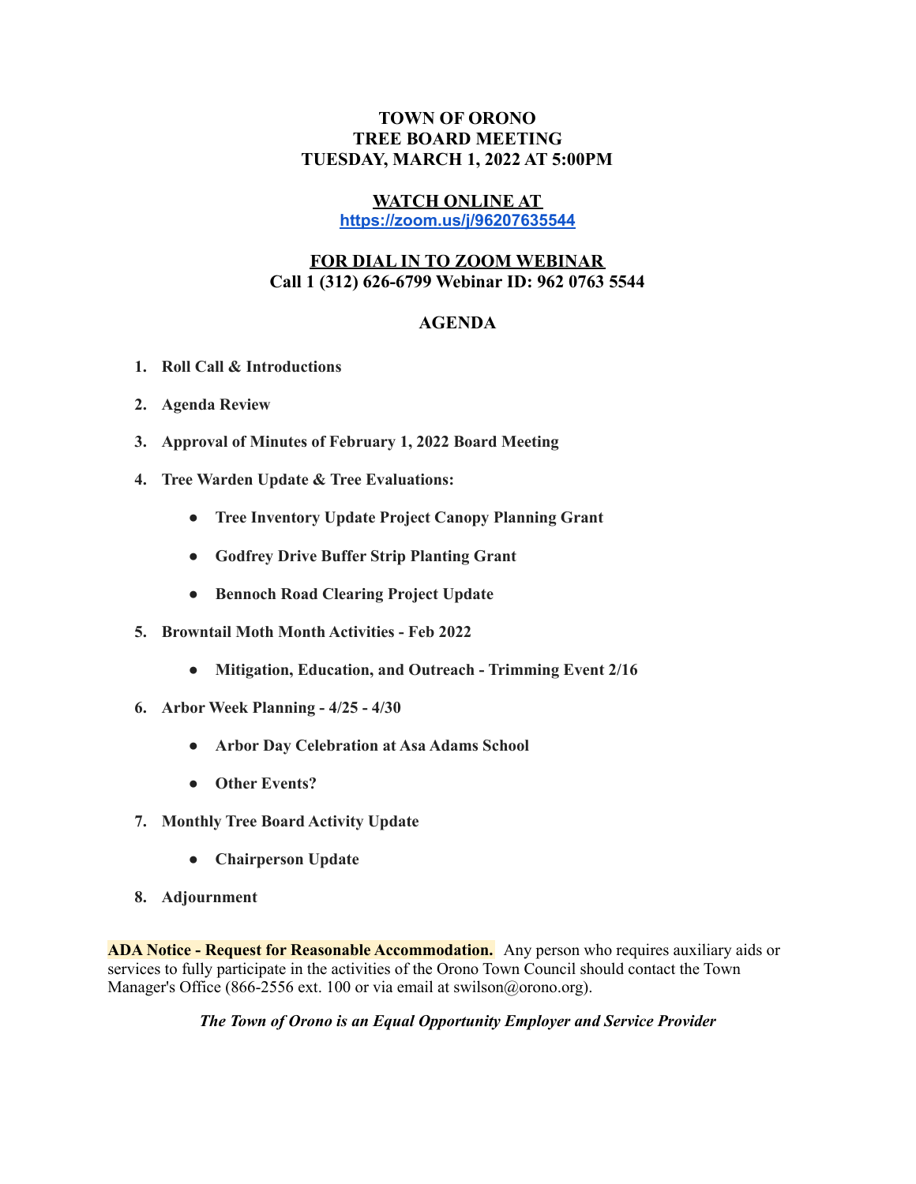# TOWN OF ORONO
# TREE BOARD MEETING
# TUESDAY, MARCH 1, 2022 AT 5:00PM

## WATCH ONLINE AT
**https://zoom.us/j/96207635544**

## FOR DIAL IN TO ZOOM WEBINAR
**Call 1 (312) 626-6799 Webinar ID: 962 0763 5544**

## AGENDA

1. **Roll Call & Introductions**
2. **Agenda Review**
3. **Approval of Minutes of February 1, 2022 Board Meeting**
4. **Tree Warden Update & Tree Evaluations:**
   - **Tree Inventory Update Project Canopy Planning Grant**
   - **Godfrey Drive Buffer Strip Planting Grant**
   - **Bennoch Road Clearing Project Update**
5. **Browntail Moth Month Activities - Feb 2022**
   - **Mitigation, Education, and Outreach - Trimming Event 2/16**
6. **Arbor Week Planning - 4/25 - 4/30**
   - **Arbor Day Celebration at Asa Adams School**
   - **Other Events?**
7. **Monthly Tree Board Activity Update**
   - **Chairperson Update**
8. **Adjournment**

**ADA Notice - Request for Reasonable Accommodation.** Any person who requires auxiliary aids or services to fully participate in the activities of the Orono Town Council should contact the Town Manager's Office (866-2556 ext. 100 or via email at swilson@orono.org).

***The Town of Orono is an Equal Opportunity Employer and Service Provider***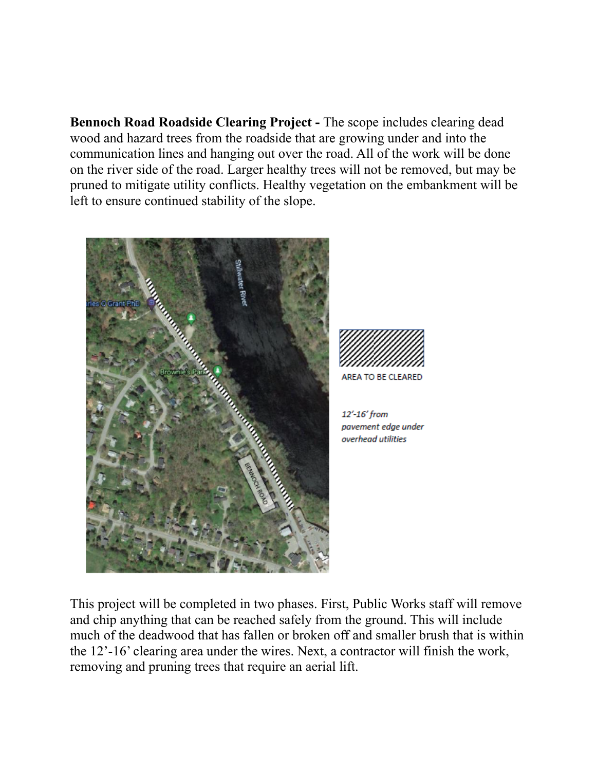**Bennoch Road Roadside Clearing Project -** The scope includes clearing dead wood and hazard trees from the roadside that are growing under and into the communication lines and hanging out over the road. All of the work will be done on the river side of the road. Larger healthy trees will not be removed, but may be pruned to mitigate utility conflicts. Healthy vegetation on the embankment will be left to ensure continued stability of the slope.

AREA TO BE CLEARED

*12'-16' from pavement edge under overhead utilities*

This project will be completed in two phases. First, Public Works staff will remove and chip anything that can be reached safely from the ground. This will include much of the deadwood that has fallen or broken off and smaller brush that is within the 12'-16' clearing area under the wires. Next, a contractor will finish the work, removing and pruning trees that require an aerial lift.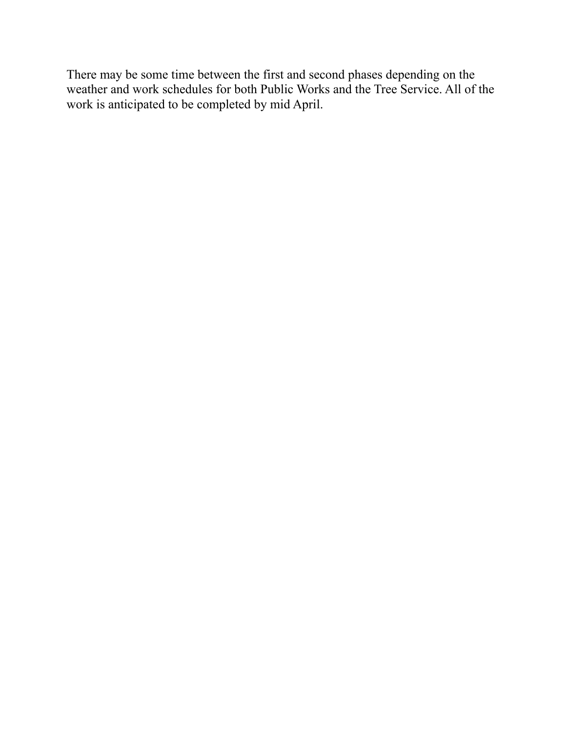There may be some time between the first and second phases depending on the weather and work schedules for both Public Works and the Tree Service. All of the work is anticipated to be completed by mid April.